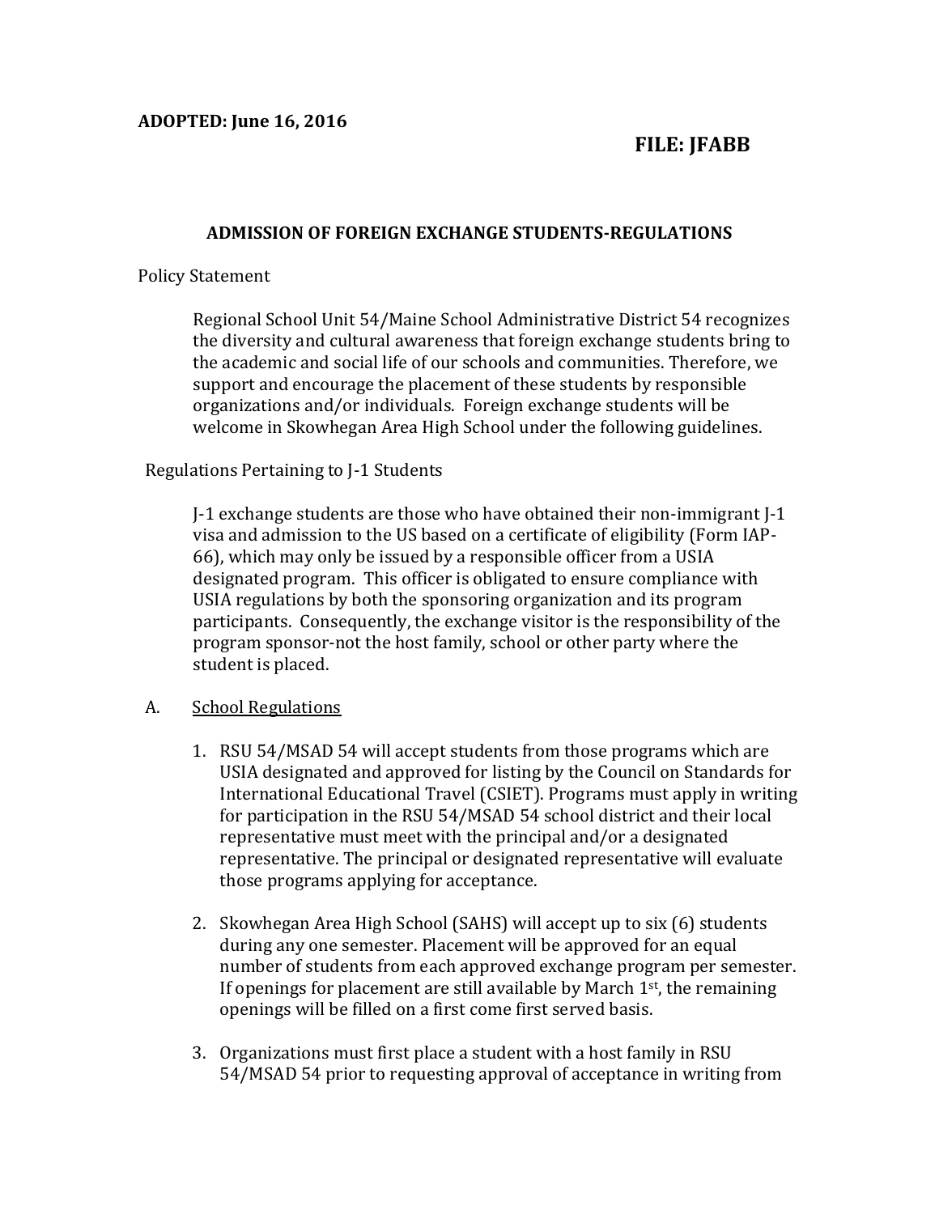**ADOPTED: June 16, 2016**

**FILE: JFABB**

## ADMISSION OF FOREIGN EXCHANGE STUDENTS-REGULATIONS

Policy Statement

Regional School Unit 54/Maine School Administrative District 54 recognizes the diversity and cultural awareness that foreign exchange students bring to the academic and social life of our schools and communities. Therefore, we support and encourage the placement of these students by responsible organizations and/or individuals. Foreign exchange students will be welcome in Skowhegan Area High School under the following guidelines.

Regulations Pertaining to J-1 Students

J-1 exchange students are those who have obtained their non-immigrant J-1 visa and admission to the US based on a certificate of eligibility (Form IAP-66), which may only be issued by a responsible officer from a USIA designated program. This officer is obligated to ensure compliance with USIA regulations by both the sponsoring organization and its program participants. Consequently, the exchange visitor is the responsibility of the program sponsor-not the host family, school or other party where the student is placed.

A. <u>School Regulations</u>

1. RSU 54/MSAD 54 will accept students from those programs which are USIA designated and approved for listing by the Council on Standards for International Educational Travel (CSIET). Programs must apply in writing for participation in the RSU 54/MSAD 54 school district and their local representative must meet with the principal and/or a designated representative. The principal or designated representative will evaluate those programs applying for acceptance.

2. Skowhegan Area High School (SAHS) will accept up to six (6) students during any one semester. Placement will be approved for an equal number of students from each approved exchange program per semester. If openings for placement are still available by March 1st, the remaining openings will be filled on a first come first served basis.

3. Organizations must first place a student with a host family in RSU 54/MSAD 54 prior to requesting approval of acceptance in writing from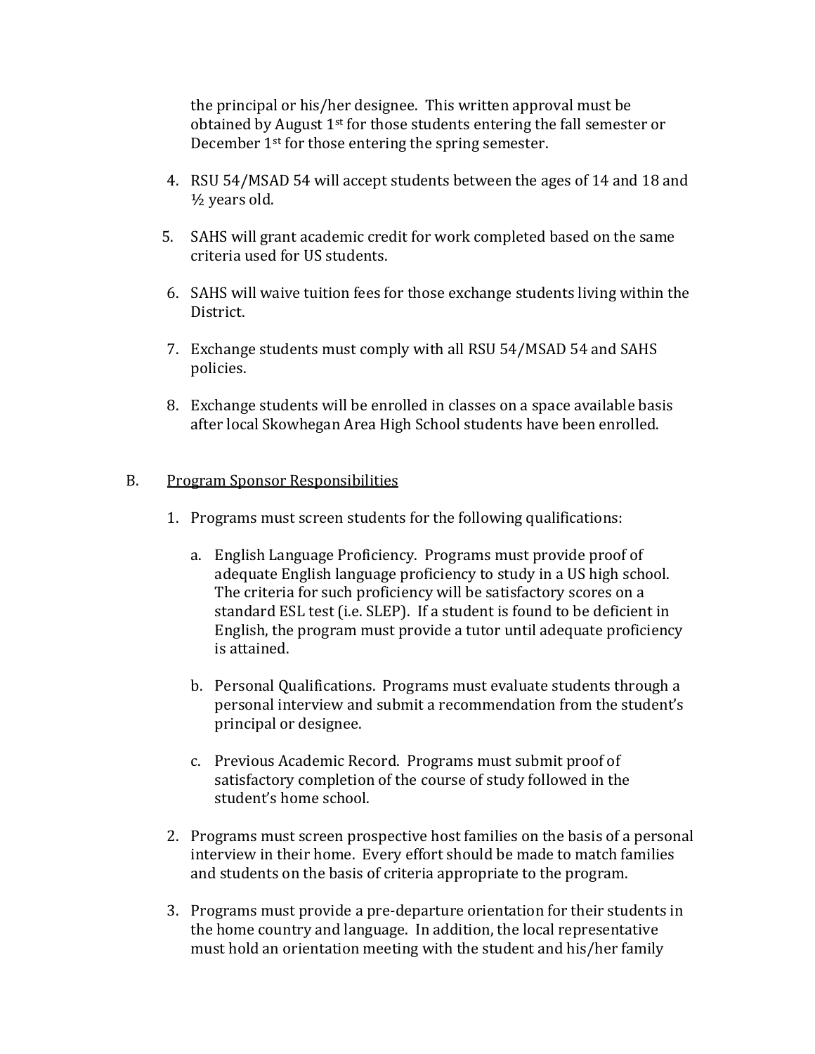the principal or his/her designee. This written approval must be obtained by August 1st for those students entering the fall semester or December 1st for those entering the spring semester.

4. RSU 54/MSAD 54 will accept students between the ages of 14 and 18 and ½ years old.

5. SAHS will grant academic credit for work completed based on the same criteria used for US students.

6. SAHS will waive tuition fees for those exchange students living within the District.

7. Exchange students must comply with all RSU 54/MSAD 54 and SAHS policies.

8. Exchange students will be enrolled in classes on a space available basis after local Skowhegan Area High School students have been enrolled.

B. <u>Program Sponsor Responsibilities</u>

1. Programs must screen students for the following qualifications:

   a. English Language Proficiency. Programs must provide proof of adequate English language proficiency to study in a US high school. The criteria for such proficiency will be satisfactory scores on a standard ESL test (i.e. SLEP). If a student is found to be deficient in English, the program must provide a tutor until adequate proficiency is attained.

   b. Personal Qualifications. Programs must evaluate students through a personal interview and submit a recommendation from the student's principal or designee.

   c. Previous Academic Record. Programs must submit proof of satisfactory completion of the course of study followed in the student's home school.

2. Programs must screen prospective host families on the basis of a personal interview in their home. Every effort should be made to match families and students on the basis of criteria appropriate to the program.

3. Programs must provide a pre-departure orientation for their students in the home country and language. In addition, the local representative must hold an orientation meeting with the student and his/her family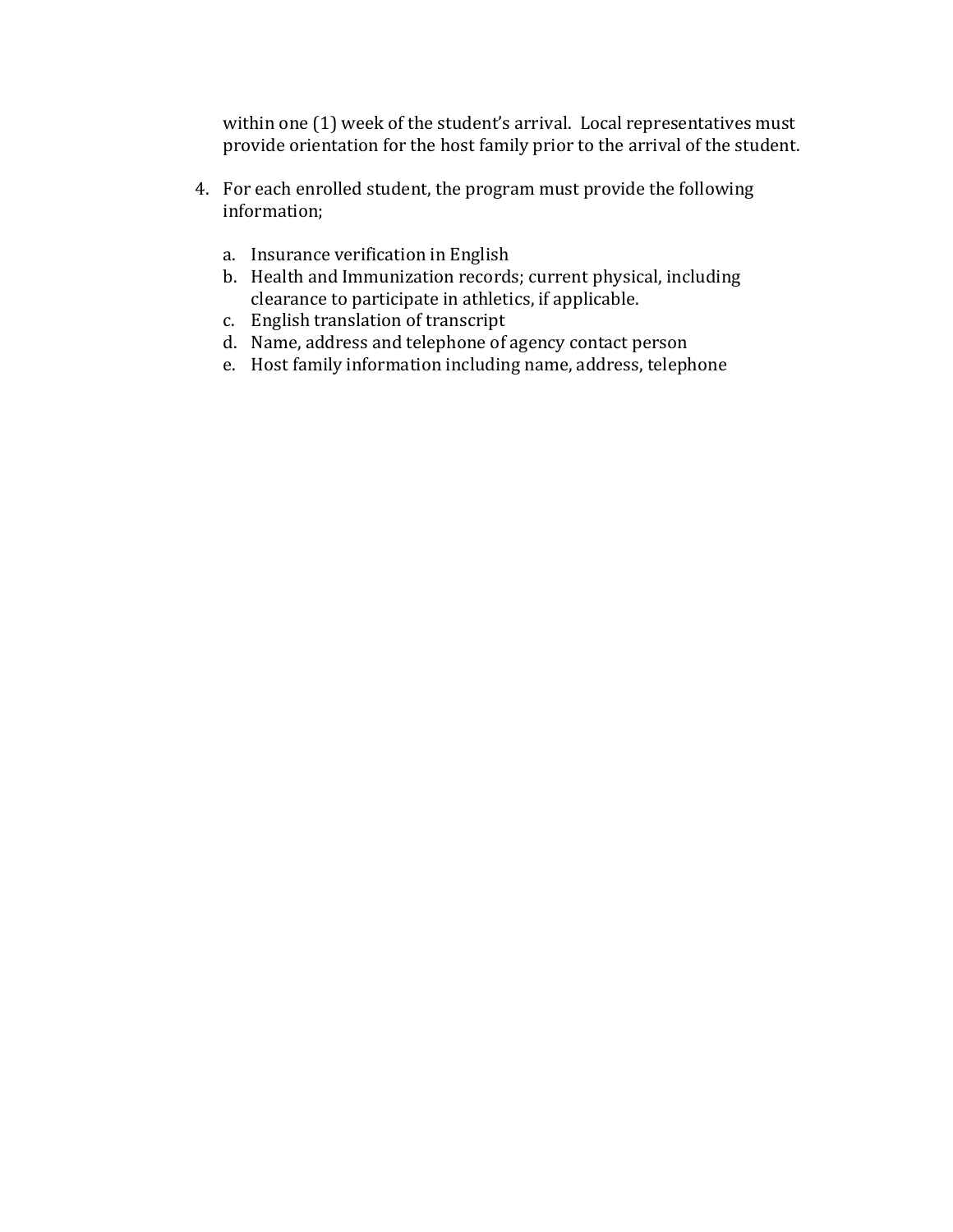within one (1) week of the student's arrival. Local representatives must provide orientation for the host family prior to the arrival of the student.

4. For each enrolled student, the program must provide the following information;

    a. Insurance verification in English
    b. Health and Immunization records; current physical, including clearance to participate in athletics, if applicable.
    c. English translation of transcript
    d. Name, address and telephone of agency contact person
    e. Host family information including name, address, telephone